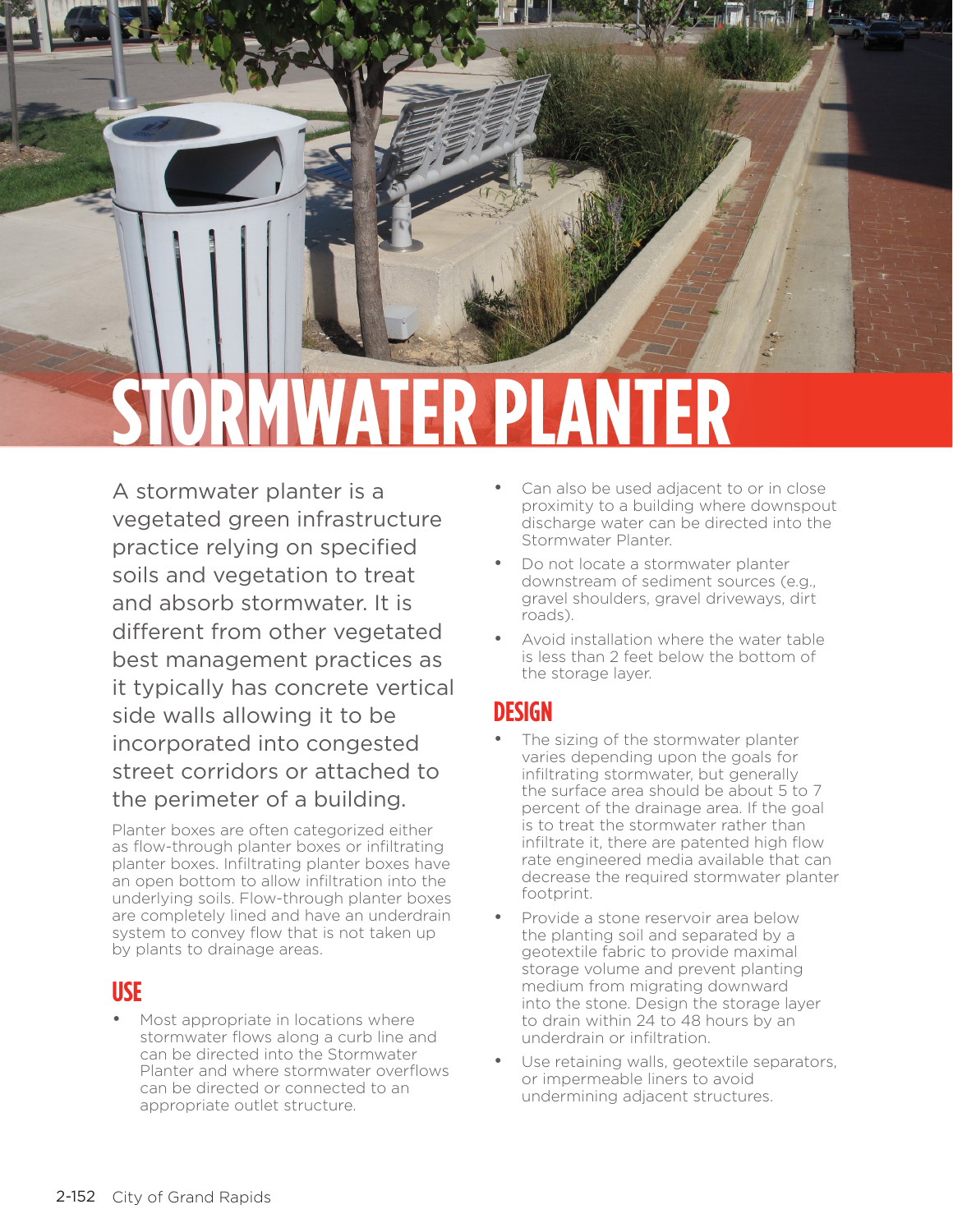# STORMWATER PLANTER

A stormwater planter is a vegetated green infrastructure practice relying on specified soils and vegetation to treat and absorb stormwater. It is different from other vegetated best management practices as it typically has concrete vertical side walls allowing it to be incorporated into congested street corridors or attached to the perimeter of a building.

Planter boxes are often categorized either as flow-through planter boxes or infiltrating planter boxes. Infiltrating planter boxes have an open bottom to allow infiltration into the underlying soils. Flow-through planter boxes are completely lined and have an underdrain system to convey flow that is not taken up by plants to drainage areas.

## USE

- Most appropriate in locations where stormwater flows along a curb line and can be directed into the Stormwater Planter and where stormwater overflows can be directed or connected to an appropriate outlet structure.
- Can also be used adjacent to or in close proximity to a building where downspout discharge water can be directed into the Stormwater Planter.
- Do not locate a stormwater planter downstream of sediment sources (e.g., gravel shoulders, gravel driveways, dirt roads).
- Avoid installation where the water table is less than 2 feet below the bottom of the storage layer.

## DESIGN

- The sizing of the stormwater planter varies depending upon the goals for infiltrating stormwater, but generally the surface area should be about 5 to 7 percent of the drainage area. If the goal is to treat the stormwater rather than infiltrate it, there are patented high flow rate engineered media available that can decrease the required stormwater planter footprint.
- Provide a stone reservoir area below the planting soil and separated by a geotextile fabric to provide maximal storage volume and prevent planting medium from migrating downward into the stone. Design the storage layer to drain within 24 to 48 hours by an underdrain or infiltration.
- Use retaining walls, geotextile separators, or impermeable liners to avoid undermining adjacent structures.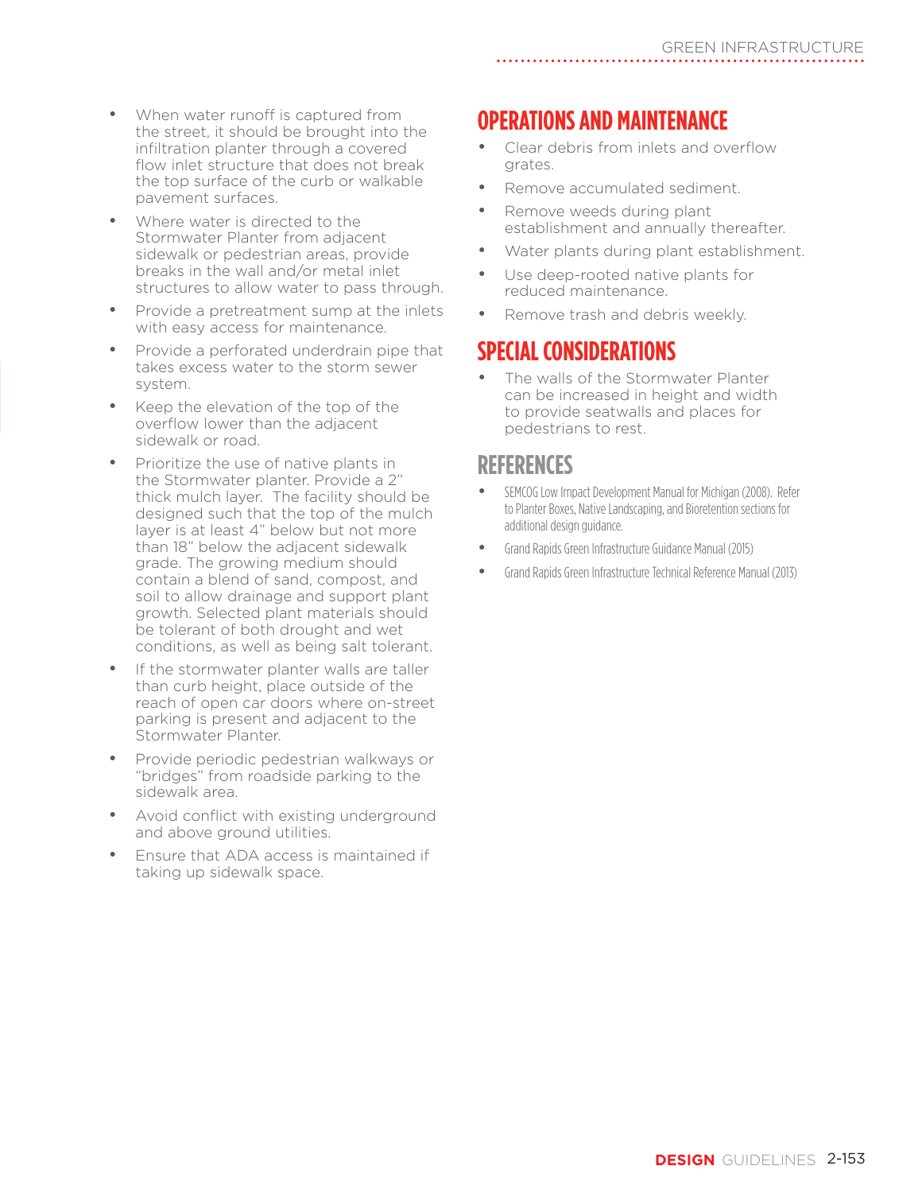- When water runoff is captured from the street, it should be brought into the infiltration planter through a covered flow inlet structure that does not break the top surface of the curb or walkable pavement surfaces.
- Where water is directed to the Stormwater Planter from adjacent sidewalk or pedestrian areas, provide breaks in the wall and/or metal inlet structures to allow water to pass through.
- Provide a pretreatment sump at the inlets with easy access for maintenance.
- Provide a perforated underdrain pipe that takes excess water to the storm sewer system.
- Keep the elevation of the top of the overflow lower than the adjacent sidewalk or road.
- Prioritize the use of native plants in the Stormwater planter. Provide a 2" thick mulch layer. The facility should be designed such that the top of the mulch layer is at least 4" below but not more than 18" below the adjacent sidewalk grade. The growing medium should contain a blend of sand, compost, and soil to allow drainage and support plant growth. Selected plant materials should be tolerant of both drought and wet conditions, as well as being salt tolerant.
- If the stormwater planter walls are taller than curb height, place outside of the reach of open car doors where on-street parking is present and adjacent to the Stormwater Planter.
- Provide periodic pedestrian walkways or "bridges" from roadside parking to the sidewalk area.
- Avoid conflict with existing underground and above ground utilities.
- Ensure that ADA access is maintained if taking up sidewalk space.

## OPERATIONS AND MAINTENANCE

- Clear debris from inlets and overflow grates.
- Remove accumulated sediment.
- Remove weeds during plant establishment and annually thereafter.
- Water plants during plant establishment.
- Use deep-rooted native plants for reduced maintenance.
- Remove trash and debris weekly.

## SPECIAL CONSIDERATIONS

- The walls of the Stormwater Planter can be increased in height and width to provide seatwalls and places for pedestrians to rest.

## REFERENCES

- SEMCOG Low Impact Development Manual for Michigan (2008). Refer to Planter Boxes, Native Landscaping, and Bioretention sections for additional design guidance.
- Grand Rapids Green Infrastructure Guidance Manual (2015)
- Grand Rapids Green Infrastructure Technical Reference Manual (2013)